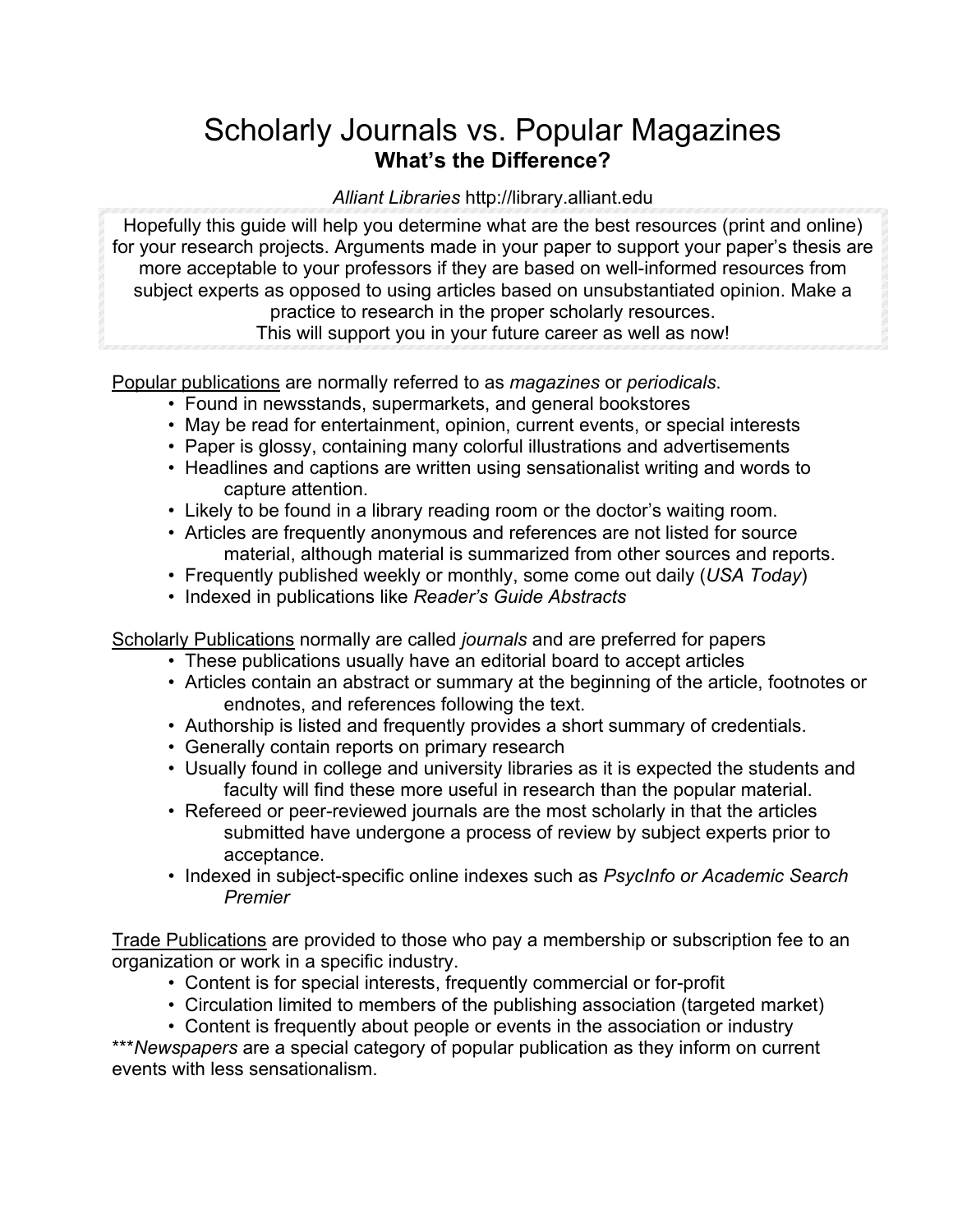# Scholarly Journals vs. Popular Magazines

## What's the Difference?

*Alliant Libraries* http://library.alliant.edu

Hopefully this guide will help you determine what are the best resources (print and online) for your research projects. Arguments made in your paper to support your paper's thesis are more acceptable to your professors if they are based on well-informed resources from subject experts as opposed to using articles based on unsubstantiated opinion. Make a practice to research in the proper scholarly resources.
This will support you in your future career as well as now!

<u>Popular publications</u> are normally referred to as *magazines* or *periodicals*.

- Found in newsstands, supermarkets, and general bookstores
- May be read for entertainment, opinion, current events, or special interests
- Paper is glossy, containing many colorful illustrations and advertisements
- Headlines and captions are written using sensationalist writing and words to capture attention.
- Likely to be found in a library reading room or the doctor's waiting room.
- Articles are frequently anonymous and references are not listed for source material, although material is summarized from other sources and reports.
- Frequently published weekly or monthly, some come out daily (*USA Today*)
- Indexed in publications like *Reader's Guide Abstracts*

<u>Scholarly Publications</u> normally are called *journals* and are preferred for papers

- These publications usually have an editorial board to accept articles
- Articles contain an abstract or summary at the beginning of the article, footnotes or endnotes, and references following the text.
- Authorship is listed and frequently provides a short summary of credentials.
- Generally contain reports on primary research
- Usually found in college and university libraries as it is expected the students and faculty will find these more useful in research than the popular material.
- Refereed or peer-reviewed journals are the most scholarly in that the articles submitted have undergone a process of review by subject experts prior to acceptance.
- Indexed in subject-specific online indexes such as *PsycInfo or Academic Search Premier*

<u>Trade Publications</u> are provided to those who pay a membership or subscription fee to an organization or work in a specific industry.

- Content is for special interests, frequently commercial or for-profit
- Circulation limited to members of the publishing association (targeted market)
- Content is frequently about people or events in the association or industry

****Newspapers* are a special category of popular publication as they inform on current events with less sensationalism.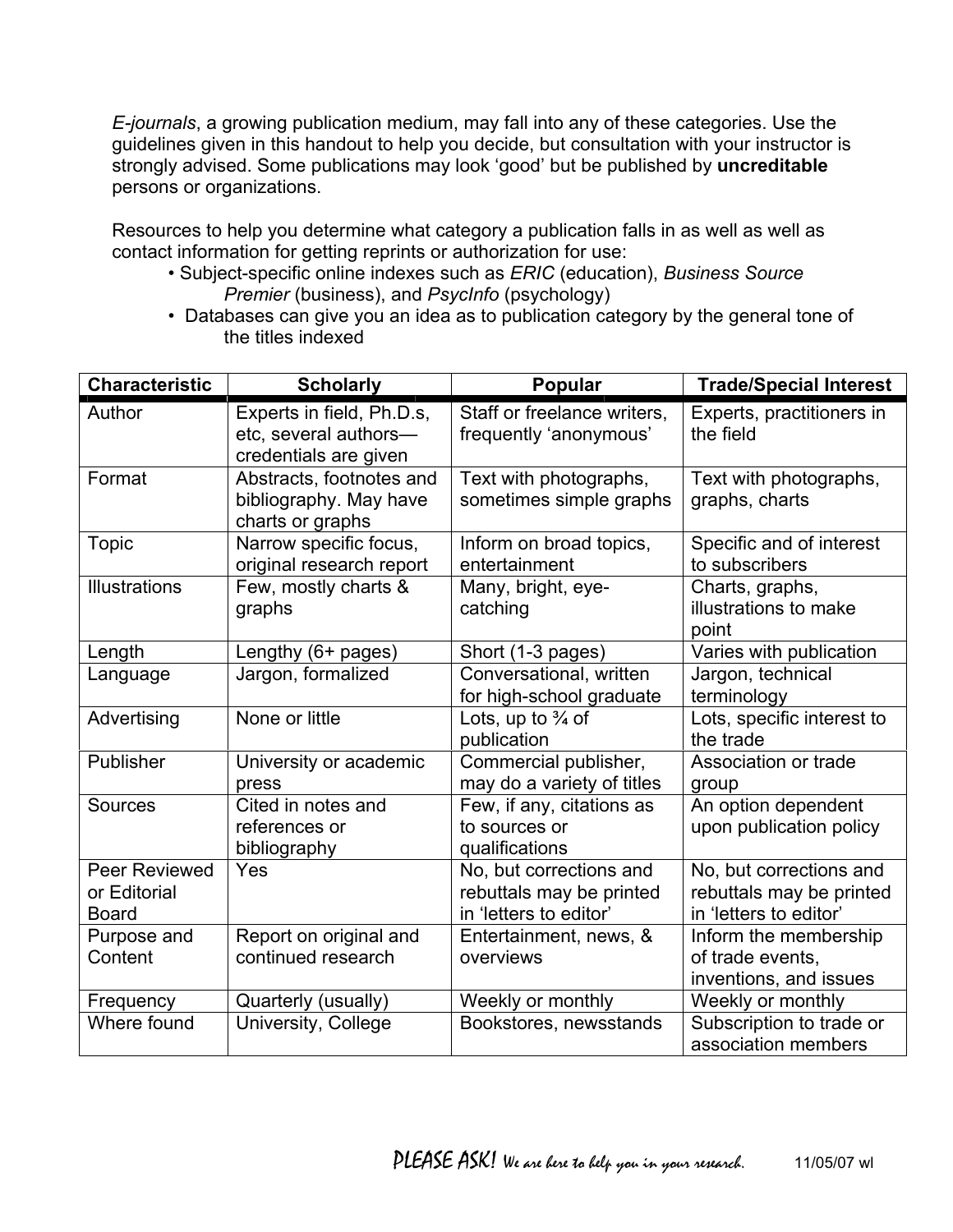*E-journals*, a growing publication medium, may fall into any of these categories. Use the guidelines given in this handout to help you decide, but consultation with your instructor is strongly advised. Some publications may look 'good' but be published by **uncreditable** persons or organizations.

Resources to help you determine what category a publication falls in as well as well as contact information for getting reprints or authorization for use:

- Subject-specific online indexes such as *ERIC* (education), *Business Source Premier* (business), and *PsycInfo* (psychology)
- Databases can give you an idea as to publication category by the general tone of the titles indexed

| Characteristic | Scholarly | Popular | Trade/Special Interest |
|---|---|---|---|
| Author | Experts in field, Ph.D.s, etc, several authors—credentials are given | Staff or freelance writers, frequently 'anonymous' | Experts, practitioners in the field |
| Format | Abstracts, footnotes and bibliography. May have charts or graphs | Text with photographs, sometimes simple graphs | Text with photographs, graphs, charts |
| Topic | Narrow specific focus, original research report | Inform on broad topics, entertainment | Specific and of interest to subscribers |
| Illustrations | Few, mostly charts & graphs | Many, bright, eye-catching | Charts, graphs, illustrations to make point |
| Length | Lengthy (6+ pages) | Short (1-3 pages) | Varies with publication |
| Language | Jargon, formalized | Conversational, written for high-school graduate | Jargon, technical terminology |
| Advertising | None or little | Lots, up to ¾ of publication | Lots, specific interest to the trade |
| Publisher | University or academic press | Commercial publisher, may do a variety of titles | Association or trade group |
| Sources | Cited in notes and references or bibliography | Few, if any, citations as to sources or qualifications | An option dependent upon publication policy |
| Peer Reviewed or Editorial Board | Yes | No, but corrections and rebuttals may be printed in 'letters to editor' | No, but corrections and rebuttals may be printed in 'letters to editor' |
| Purpose and Content | Report on original and continued research | Entertainment, news, & overviews | Inform the membership of trade events, inventions, and issues |
| Frequency | Quarterly (usually) | Weekly or monthly | Weekly or monthly |
| Where found | University, College | Bookstores, newsstands | Subscription to trade or association members |

PLEASE ASK! *We are here to help you in your research.* 11/05/07 wl